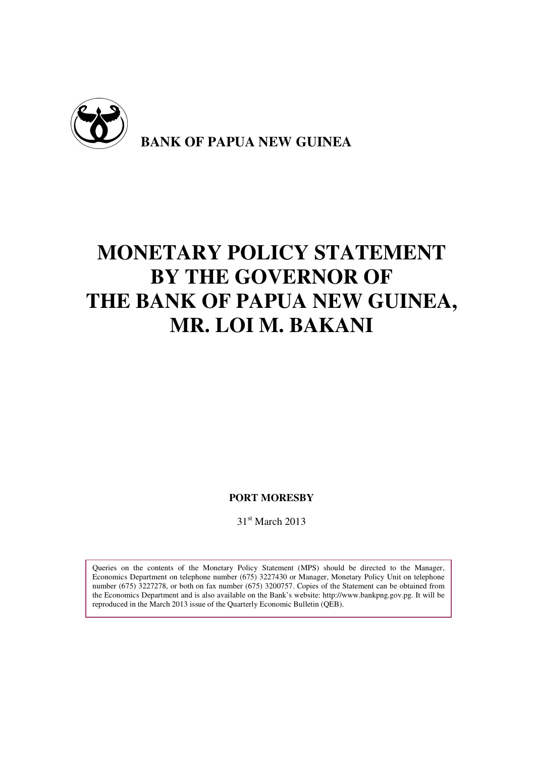**BANK OF PAPUA NEW GUINEA**

# MONETARY POLICY STATEMENT BY THE GOVERNOR OF THE BANK OF PAPUA NEW GUINEA, MR. LOI M. BAKANI

**PORT MORESBY**

31st March 2013

Queries on the contents of the Monetary Policy Statement (MPS) should be directed to the Manager, Economics Department on telephone number (675) 3227430 or Manager, Monetary Policy Unit on telephone number (675) 3227278, or both on fax number (675) 3200757. Copies of the Statement can be obtained from the Economics Department and is also available on the Bank's website: http://www.bankpng.gov.pg. It will be reproduced in the March 2013 issue of the Quarterly Economic Bulletin (QEB).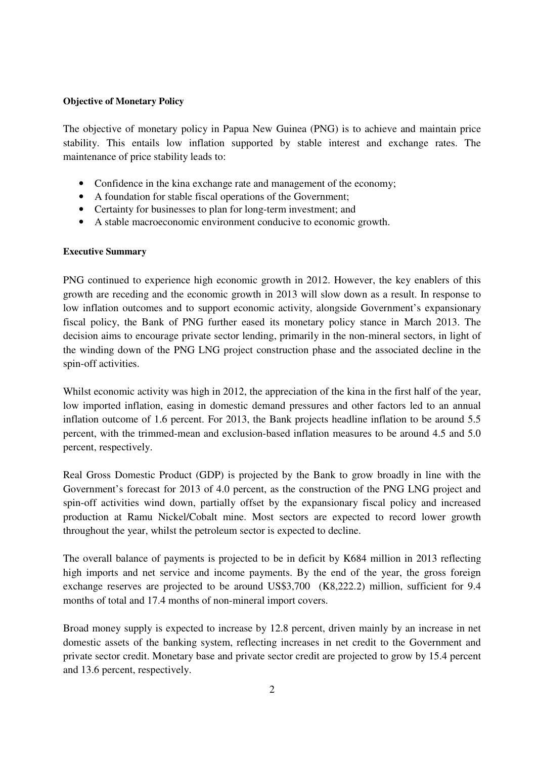**Objective of Monetary Policy**

The objective of monetary policy in Papua New Guinea (PNG) is to achieve and maintain price stability. This entails low inflation supported by stable interest and exchange rates. The maintenance of price stability leads to:

- Confidence in the kina exchange rate and management of the economy;
- A foundation for stable fiscal operations of the Government;
- Certainty for businesses to plan for long-term investment; and
- A stable macroeconomic environment conducive to economic growth.

**Executive Summary**

PNG continued to experience high economic growth in 2012. However, the key enablers of this growth are receding and the economic growth in 2013 will slow down as a result. In response to low inflation outcomes and to support economic activity, alongside Government's expansionary fiscal policy, the Bank of PNG further eased its monetary policy stance in March 2013. The decision aims to encourage private sector lending, primarily in the non-mineral sectors, in light of the winding down of the PNG LNG project construction phase and the associated decline in the spin-off activities.

Whilst economic activity was high in 2012, the appreciation of the kina in the first half of the year, low imported inflation, easing in domestic demand pressures and other factors led to an annual inflation outcome of 1.6 percent. For 2013, the Bank projects headline inflation to be around 5.5 percent, with the trimmed-mean and exclusion-based inflation measures to be around 4.5 and 5.0 percent, respectively.

Real Gross Domestic Product (GDP) is projected by the Bank to grow broadly in line with the Government's forecast for 2013 of 4.0 percent, as the construction of the PNG LNG project and spin-off activities wind down, partially offset by the expansionary fiscal policy and increased production at Ramu Nickel/Cobalt mine. Most sectors are expected to record lower growth throughout the year, whilst the petroleum sector is expected to decline.

The overall balance of payments is projected to be in deficit by K684 million in 2013 reflecting high imports and net service and income payments. By the end of the year, the gross foreign exchange reserves are projected to be around US$3,700 (K8,222.2) million, sufficient for 9.4 months of total and 17.4 months of non-mineral import covers.

Broad money supply is expected to increase by 12.8 percent, driven mainly by an increase in net domestic assets of the banking system, reflecting increases in net credit to the Government and private sector credit. Monetary base and private sector credit are projected to grow by 15.4 percent and 13.6 percent, respectively.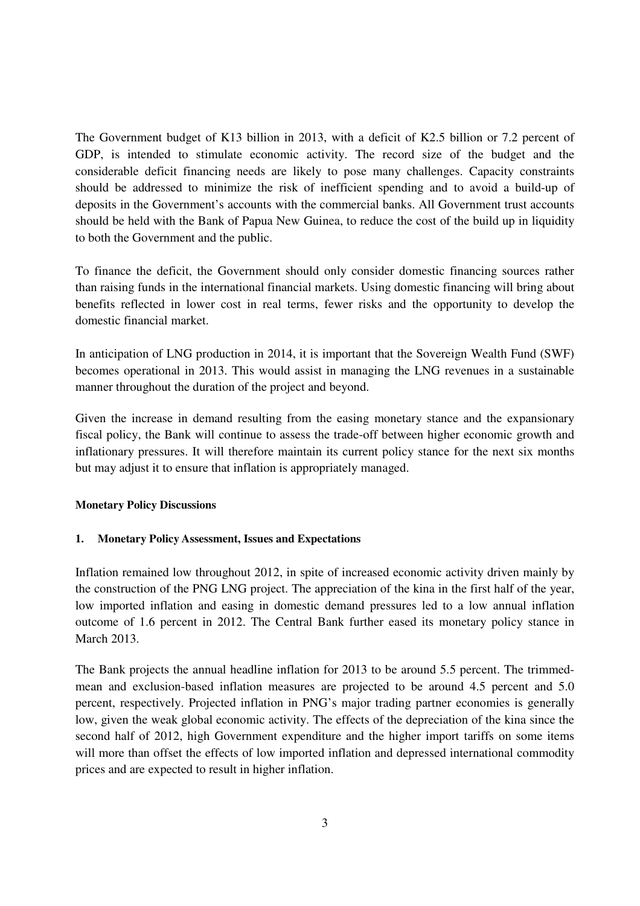The Government budget of K13 billion in 2013, with a deficit of K2.5 billion or 7.2 percent of GDP, is intended to stimulate economic activity. The record size of the budget and the considerable deficit financing needs are likely to pose many challenges. Capacity constraints should be addressed to minimize the risk of inefficient spending and to avoid a build-up of deposits in the Government's accounts with the commercial banks. All Government trust accounts should be held with the Bank of Papua New Guinea, to reduce the cost of the build up in liquidity to both the Government and the public.

To finance the deficit, the Government should only consider domestic financing sources rather than raising funds in the international financial markets. Using domestic financing will bring about benefits reflected in lower cost in real terms, fewer risks and the opportunity to develop the domestic financial market.

In anticipation of LNG production in 2014, it is important that the Sovereign Wealth Fund (SWF) becomes operational in 2013. This would assist in managing the LNG revenues in a sustainable manner throughout the duration of the project and beyond.

Given the increase in demand resulting from the easing monetary stance and the expansionary fiscal policy, the Bank will continue to assess the trade-off between higher economic growth and inflationary pressures. It will therefore maintain its current policy stance for the next six months but may adjust it to ensure that inflation is appropriately managed.

## Monetary Policy Discussions

### 1. Monetary Policy Assessment, Issues and Expectations

Inflation remained low throughout 2012, in spite of increased economic activity driven mainly by the construction of the PNG LNG project. The appreciation of the kina in the first half of the year, low imported inflation and easing in domestic demand pressures led to a low annual inflation outcome of 1.6 percent in 2012. The Central Bank further eased its monetary policy stance in March 2013.

The Bank projects the annual headline inflation for 2013 to be around 5.5 percent. The trimmed-mean and exclusion-based inflation measures are projected to be around 4.5 percent and 5.0 percent, respectively. Projected inflation in PNG's major trading partner economies is generally low, given the weak global economic activity. The effects of the depreciation of the kina since the second half of 2012, high Government expenditure and the higher import tariffs on some items will more than offset the effects of low imported inflation and depressed international commodity prices and are expected to result in higher inflation.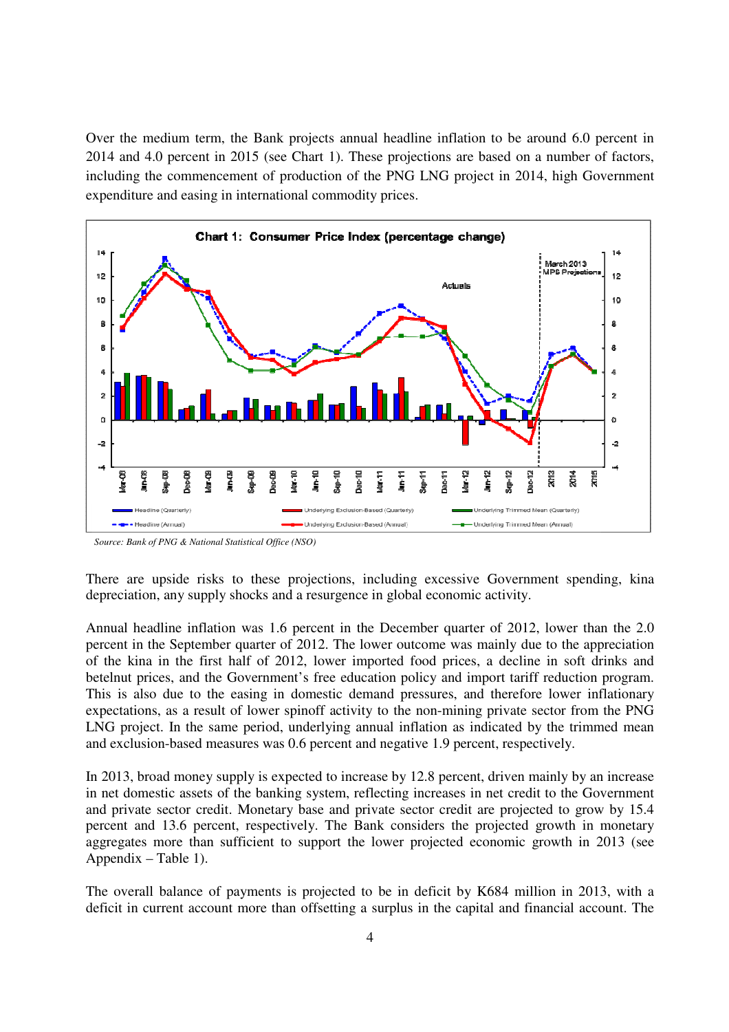Over the medium term, the Bank projects annual headline inflation to be around 6.0 percent in 2014 and 4.0 percent in 2015 (see Chart 1). These projections are based on a number of factors, including the commencement of production of the PNG LNG project in 2014, high Government expenditure and easing in international commodity prices.

**Chart 1: Consumer Price Index (percentage change)**

*Source: Bank of PNG & National Statistical Office (NSO)*

There are upside risks to these projections, including excessive Government spending, kina depreciation, any supply shocks and a resurgence in global economic activity.

Annual headline inflation was 1.6 percent in the December quarter of 2012, lower than the 2.0 percent in the September quarter of 2012. The lower outcome was mainly due to the appreciation of the kina in the first half of 2012, lower imported food prices, a decline in soft drinks and betelnut prices, and the Government's free education policy and import tariff reduction program. This is also due to the easing in domestic demand pressures, and therefore lower inflationary expectations, as a result of lower spinoff activity to the non-mining private sector from the PNG LNG project. In the same period, underlying annual inflation as indicated by the trimmed mean and exclusion-based measures was 0.6 percent and negative 1.9 percent, respectively.

In 2013, broad money supply is expected to increase by 12.8 percent, driven mainly by an increase in net domestic assets of the banking system, reflecting increases in net credit to the Government and private sector credit. Monetary base and private sector credit are projected to grow by 15.4 percent and 13.6 percent, respectively. The Bank considers the projected growth in monetary aggregates more than sufficient to support the lower projected economic growth in 2013 (see Appendix – Table 1).

The overall balance of payments is projected to be in deficit by K684 million in 2013, with a deficit in current account more than offsetting a surplus in the capital and financial account. The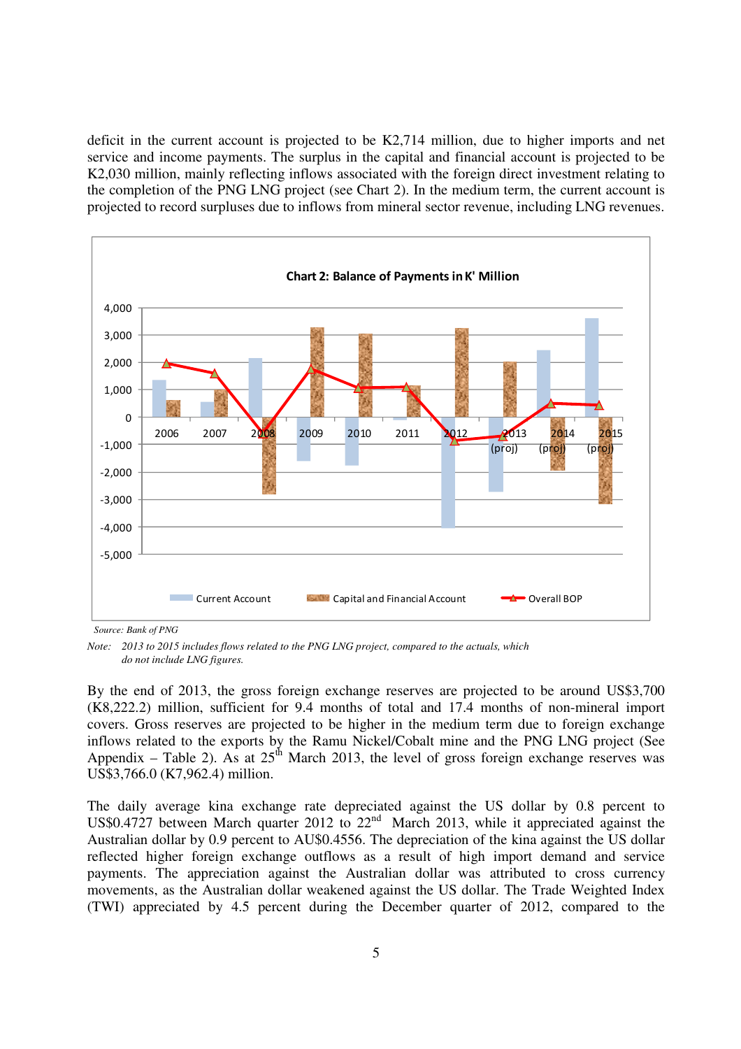deficit in the current account is projected to be K2,714 million, due to higher imports and net service and income payments. The surplus in the capital and financial account is projected to be K2,030 million, mainly reflecting inflows associated with the foreign direct investment relating to the completion of the PNG LNG project (see Chart 2). In the medium term, the current account is projected to record surpluses due to inflows from mineral sector revenue, including LNG revenues.

**Chart 2: Balance of Payments in K' Million**

*Source: Bank of PNG*

*Note: 2013 to 2015 includes flows related to the PNG LNG project, compared to the actuals, which do not include LNG figures.*

By the end of 2013, the gross foreign exchange reserves are projected to be around US$3,700 (K8,222.2) million, sufficient for 9.4 months of total and 17.4 months of non-mineral import covers. Gross reserves are projected to be higher in the medium term due to foreign exchange inflows related to the exports by the Ramu Nickel/Cobalt mine and the PNG LNG project (See Appendix – Table 2). As at 25th March 2013, the level of gross foreign exchange reserves was US$3,766.0 (K7,962.4) million.

The daily average kina exchange rate depreciated against the US dollar by 0.8 percent to US$0.4727 between March quarter 2012 to 22nd March 2013, while it appreciated against the Australian dollar by 0.9 percent to AU$0.4556. The depreciation of the kina against the US dollar reflected higher foreign exchange outflows as a result of high import demand and service payments. The appreciation against the Australian dollar was attributed to cross currency movements, as the Australian dollar weakened against the US dollar. The Trade Weighted Index (TWI) appreciated by 4.5 percent during the December quarter of 2012, compared to the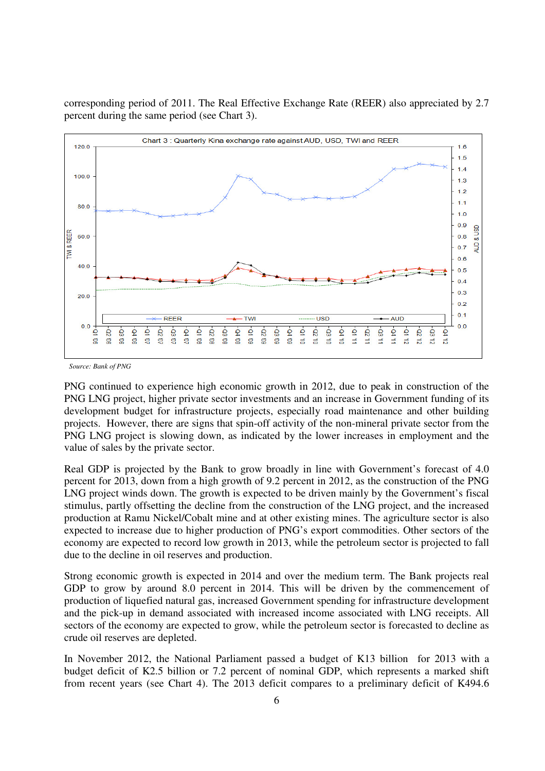corresponding period of 2011. The Real Effective Exchange Rate (REER) also appreciated by 2.7 percent during the same period (see Chart 3).

Chart 3 : Quarterly Kina exchange rate against AUD, USD, TWI and REER

*Source: Bank of PNG*

PNG continued to experience high economic growth in 2012, due to peak in construction of the PNG LNG project, higher private sector investments and an increase in Government funding of its development budget for infrastructure projects, especially road maintenance and other building projects. However, there are signs that spin-off activity of the non-mineral private sector from the PNG LNG project is slowing down, as indicated by the lower increases in employment and the value of sales by the private sector.

Real GDP is projected by the Bank to grow broadly in line with Government's forecast of 4.0 percent for 2013, down from a high growth of 9.2 percent in 2012, as the construction of the PNG LNG project winds down. The growth is expected to be driven mainly by the Government's fiscal stimulus, partly offsetting the decline from the construction of the LNG project, and the increased production at Ramu Nickel/Cobalt mine and at other existing mines. The agriculture sector is also expected to increase due to higher production of PNG's export commodities. Other sectors of the economy are expected to record low growth in 2013, while the petroleum sector is projected to fall due to the decline in oil reserves and production.

Strong economic growth is expected in 2014 and over the medium term. The Bank projects real GDP to grow by around 8.0 percent in 2014. This will be driven by the commencement of production of liquefied natural gas, increased Government spending for infrastructure development and the pick-up in demand associated with increased income associated with LNG receipts. All sectors of the economy are expected to grow, while the petroleum sector is forecasted to decline as crude oil reserves are depleted.

In November 2012, the National Parliament passed a budget of K13 billion for 2013 with a budget deficit of K2.5 billion or 7.2 percent of nominal GDP, which represents a marked shift from recent years (see Chart 4). The 2013 deficit compares to a preliminary deficit of K494.6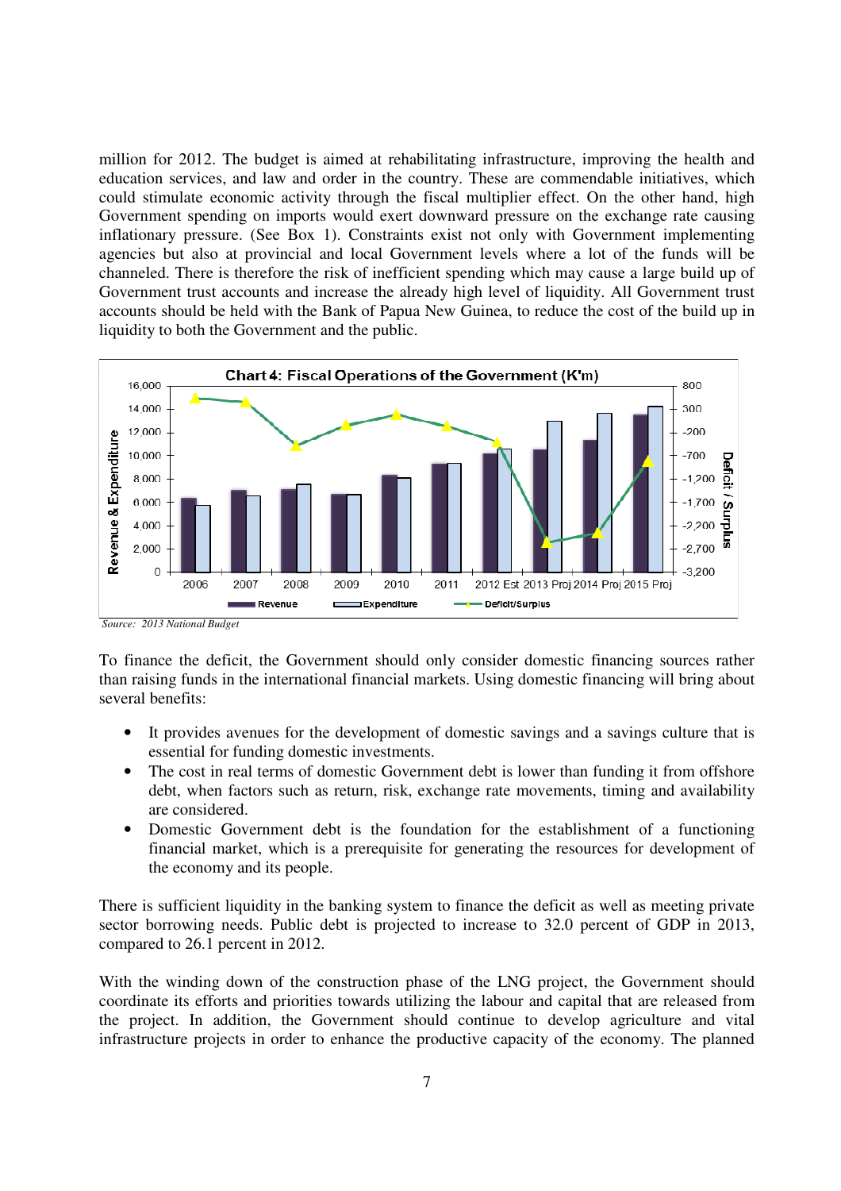million for 2012. The budget is aimed at rehabilitating infrastructure, improving the health and education services, and law and order in the country. These are commendable initiatives, which could stimulate economic activity through the fiscal multiplier effect. On the other hand, high Government spending on imports would exert downward pressure on the exchange rate causing inflationary pressure. (See Box 1). Constraints exist not only with Government implementing agencies but also at provincial and local Government levels where a lot of the funds will be channeled. There is therefore the risk of inefficient spending which may cause a large build up of Government trust accounts and increase the already high level of liquidity. All Government trust accounts should be held with the Bank of Papua New Guinea, to reduce the cost of the build up in liquidity to both the Government and the public.

**Chart 4: Fiscal Operations of the Government (K'm)**

*Source: 2013 National Budget*

To finance the deficit, the Government should only consider domestic financing sources rather than raising funds in the international financial markets. Using domestic financing will bring about several benefits:

- It provides avenues for the development of domestic savings and a savings culture that is essential for funding domestic investments.
- The cost in real terms of domestic Government debt is lower than funding it from offshore debt, when factors such as return, risk, exchange rate movements, timing and availability are considered.
- Domestic Government debt is the foundation for the establishment of a functioning financial market, which is a prerequisite for generating the resources for development of the economy and its people.

There is sufficient liquidity in the banking system to finance the deficit as well as meeting private sector borrowing needs. Public debt is projected to increase to 32.0 percent of GDP in 2013, compared to 26.1 percent in 2012.

With the winding down of the construction phase of the LNG project, the Government should coordinate its efforts and priorities towards utilizing the labour and capital that are released from the project. In addition, the Government should continue to develop agriculture and vital infrastructure projects in order to enhance the productive capacity of the economy. The planned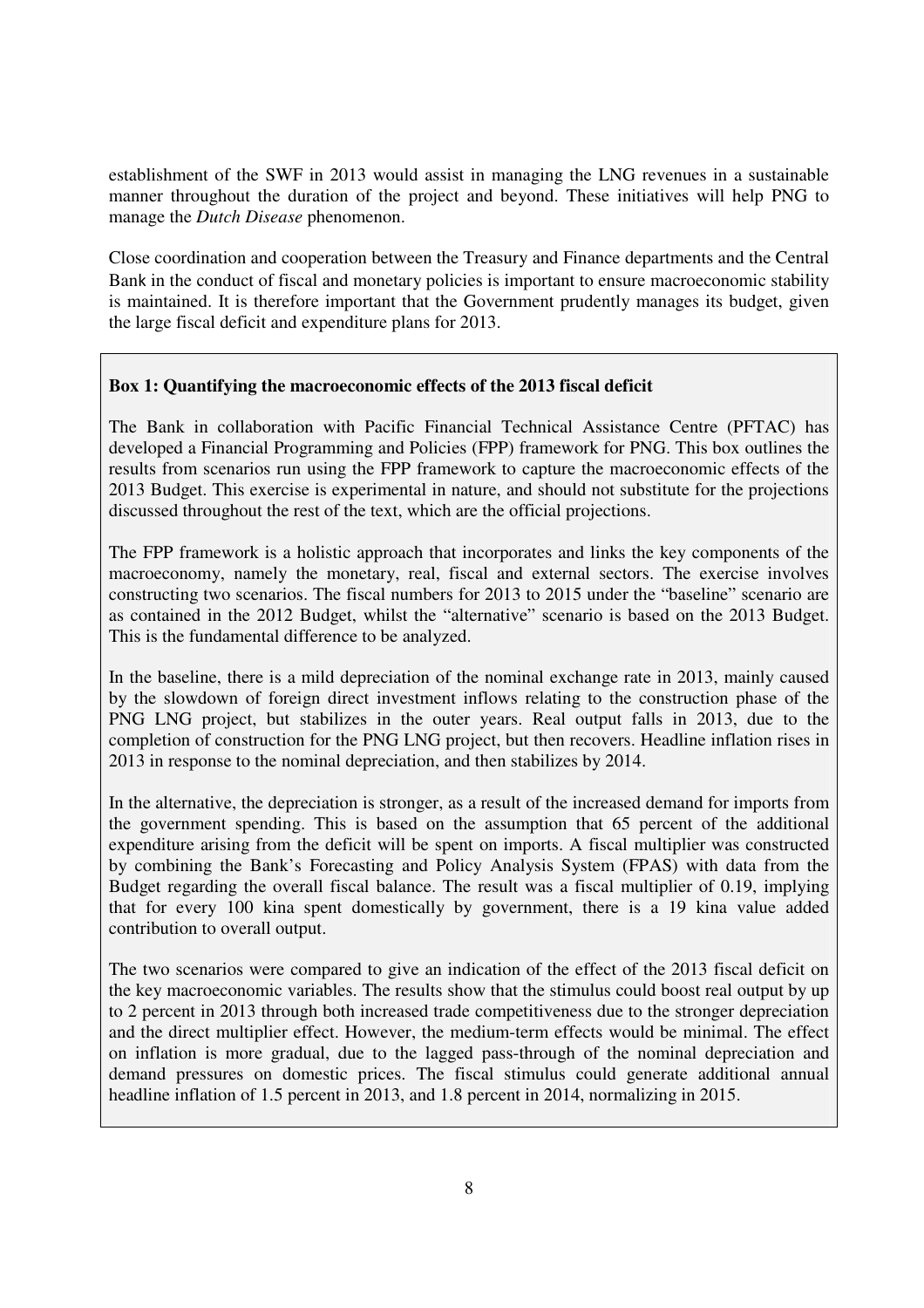establishment of the SWF in 2013 would assist in managing the LNG revenues in a sustainable manner throughout the duration of the project and beyond. These initiatives will help PNG to manage the *Dutch Disease* phenomenon.

Close coordination and cooperation between the Treasury and Finance departments and the Central Bank in the conduct of fiscal and monetary policies is important to ensure macroeconomic stability is maintained. It is therefore important that the Government prudently manages its budget, given the large fiscal deficit and expenditure plans for 2013.

**Box 1: Quantifying the macroeconomic effects of the 2013 fiscal deficit**

The Bank in collaboration with Pacific Financial Technical Assistance Centre (PFTAC) has developed a Financial Programming and Policies (FPP) framework for PNG. This box outlines the results from scenarios run using the FPP framework to capture the macroeconomic effects of the 2013 Budget. This exercise is experimental in nature, and should not substitute for the projections discussed throughout the rest of the text, which are the official projections.

The FPP framework is a holistic approach that incorporates and links the key components of the macroeconomy, namely the monetary, real, fiscal and external sectors. The exercise involves constructing two scenarios. The fiscal numbers for 2013 to 2015 under the "baseline" scenario are as contained in the 2012 Budget, whilst the "alternative" scenario is based on the 2013 Budget. This is the fundamental difference to be analyzed.

In the baseline, there is a mild depreciation of the nominal exchange rate in 2013, mainly caused by the slowdown of foreign direct investment inflows relating to the construction phase of the PNG LNG project, but stabilizes in the outer years. Real output falls in 2013, due to the completion of construction for the PNG LNG project, but then recovers. Headline inflation rises in 2013 in response to the nominal depreciation, and then stabilizes by 2014.

In the alternative, the depreciation is stronger, as a result of the increased demand for imports from the government spending. This is based on the assumption that 65 percent of the additional expenditure arising from the deficit will be spent on imports. A fiscal multiplier was constructed by combining the Bank's Forecasting and Policy Analysis System (FPAS) with data from the Budget regarding the overall fiscal balance. The result was a fiscal multiplier of 0.19, implying that for every 100 kina spent domestically by government, there is a 19 kina value added contribution to overall output.

The two scenarios were compared to give an indication of the effect of the 2013 fiscal deficit on the key macroeconomic variables. The results show that the stimulus could boost real output by up to 2 percent in 2013 through both increased trade competitiveness due to the stronger depreciation and the direct multiplier effect. However, the medium-term effects would be minimal. The effect on inflation is more gradual, due to the lagged pass-through of the nominal depreciation and demand pressures on domestic prices. The fiscal stimulus could generate additional annual headline inflation of 1.5 percent in 2013, and 1.8 percent in 2014, normalizing in 2015.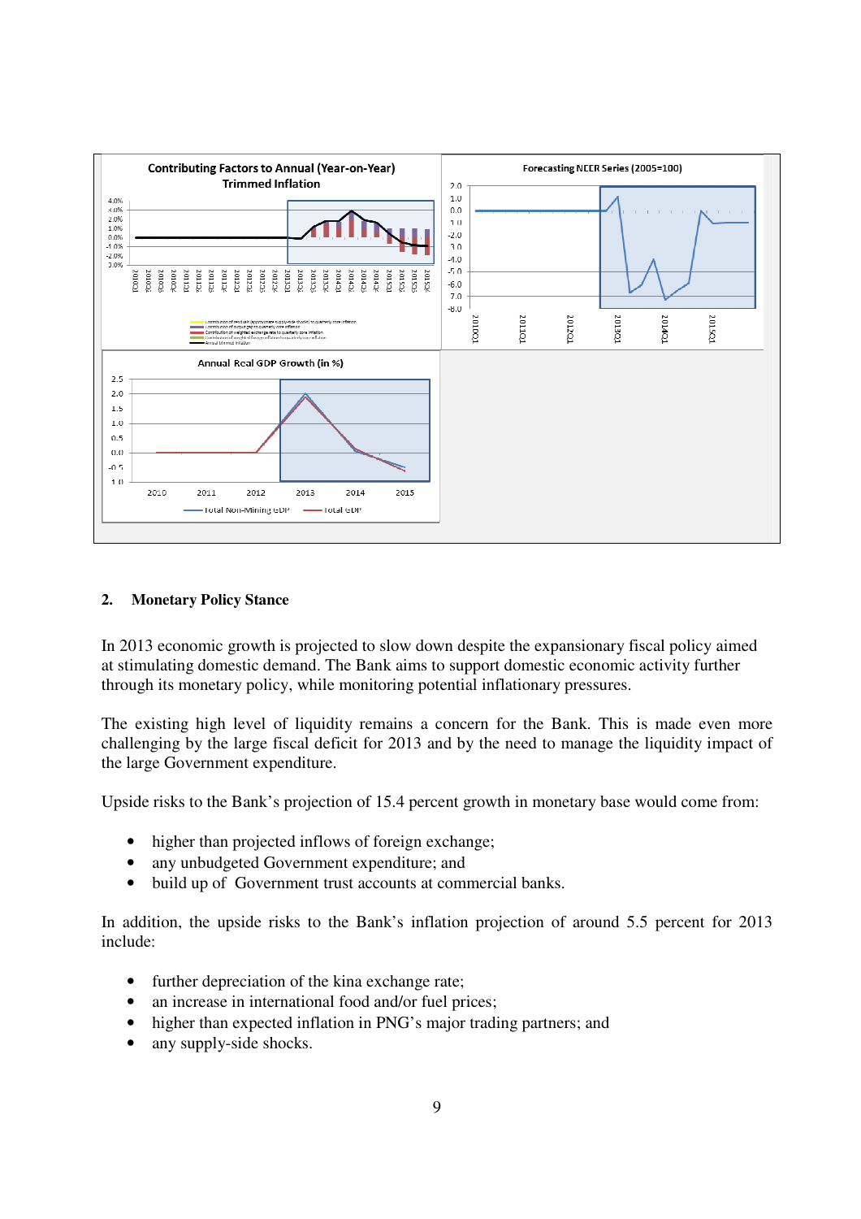## 2. Monetary Policy Stance

In 2013 economic growth is projected to slow down despite the expansionary fiscal policy aimed at stimulating domestic demand. The Bank aims to support domestic economic activity further through its monetary policy, while monitoring potential inflationary pressures.

The existing high level of liquidity remains a concern for the Bank. This is made even more challenging by the large fiscal deficit for 2013 and by the need to manage the liquidity impact of the large Government expenditure.

Upside risks to the Bank's projection of 15.4 percent growth in monetary base would come from:

- higher than projected inflows of foreign exchange;
- any unbudgeted Government expenditure; and
- build up of Government trust accounts at commercial banks.

In addition, the upside risks to the Bank's inflation projection of around 5.5 percent for 2013 include:

- further depreciation of the kina exchange rate;
- an increase in international food and/or fuel prices;
- higher than expected inflation in PNG's major trading partners; and
- any supply-side shocks.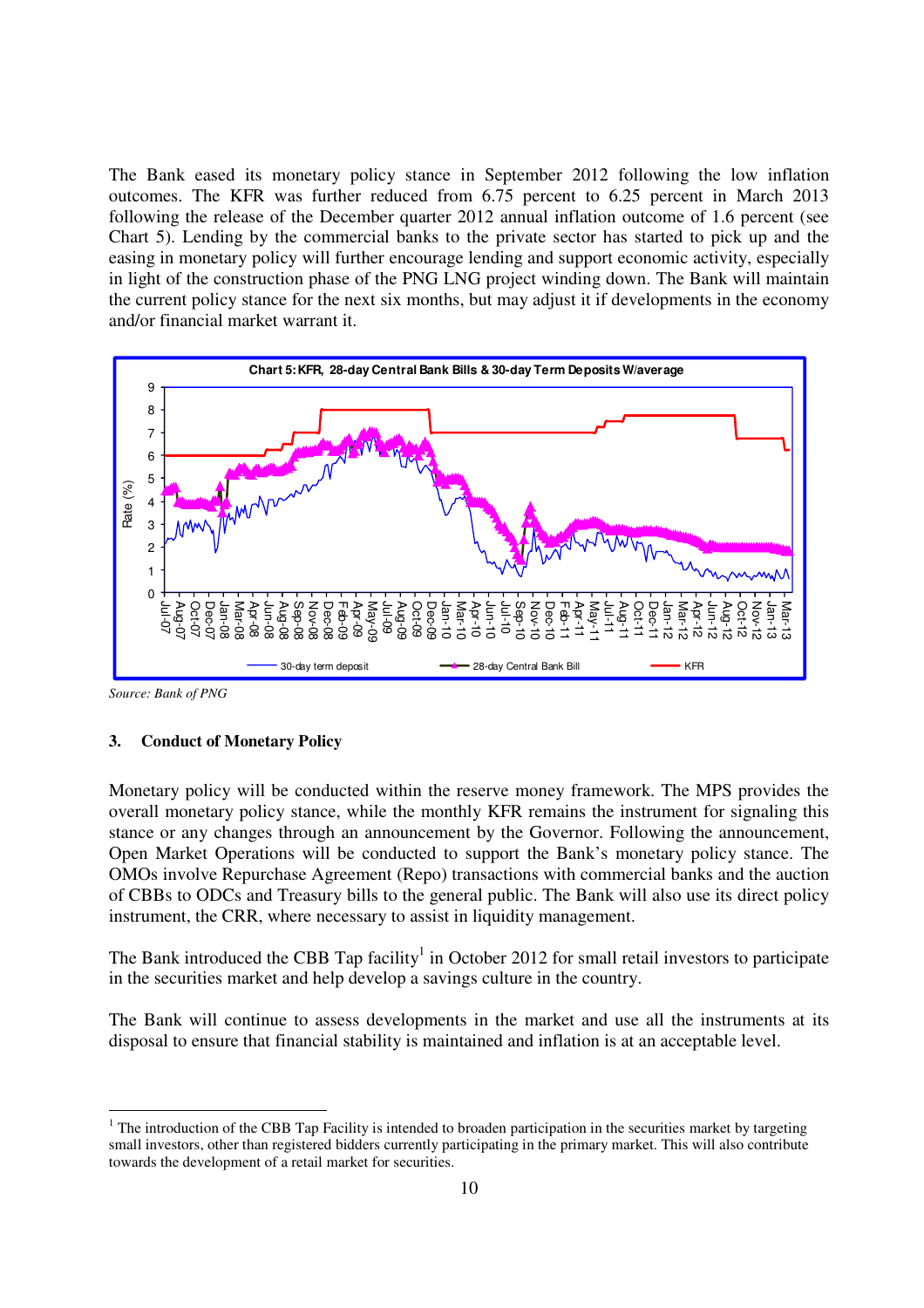The Bank eased its monetary policy stance in September 2012 following the low inflation outcomes. The KFR was further reduced from 6.75 percent to 6.25 percent in March 2013 following the release of the December quarter 2012 annual inflation outcome of 1.6 percent (see Chart 5). Lending by the commercial banks to the private sector has started to pick up and the easing in monetary policy will further encourage lending and support economic activity, especially in light of the construction phase of the PNG LNG project winding down. The Bank will maintain the current policy stance for the next six months, but may adjust it if developments in the economy and/or financial market warrant it.

**Chart 5: KFR, 28-day Central Bank Bills & 30-day Term Deposits W/average**

*Source: Bank of PNG*

### 3. Conduct of Monetary Policy

Monetary policy will be conducted within the reserve money framework. The MPS provides the overall monetary policy stance, while the monthly KFR remains the instrument for signaling this stance or any changes through an announcement by the Governor. Following the announcement, Open Market Operations will be conducted to support the Bank's monetary policy stance. The OMOs involve Repurchase Agreement (Repo) transactions with commercial banks and the auction of CBBs to ODCs and Treasury bills to the general public. The Bank will also use its direct policy instrument, the CRR, where necessary to assist in liquidity management.

The Bank introduced the CBB Tap facility[1] in October 2012 for small retail investors to participate in the securities market and help develop a savings culture in the country.

The Bank will continue to assess developments in the market and use all the instruments at its disposal to ensure that financial stability is maintained and inflation is at an acceptable level.

---

[1] The introduction of the CBB Tap Facility is intended to broaden participation in the securities market by targeting small investors, other than registered bidders currently participating in the primary market. This will also contribute towards the development of a retail market for securities.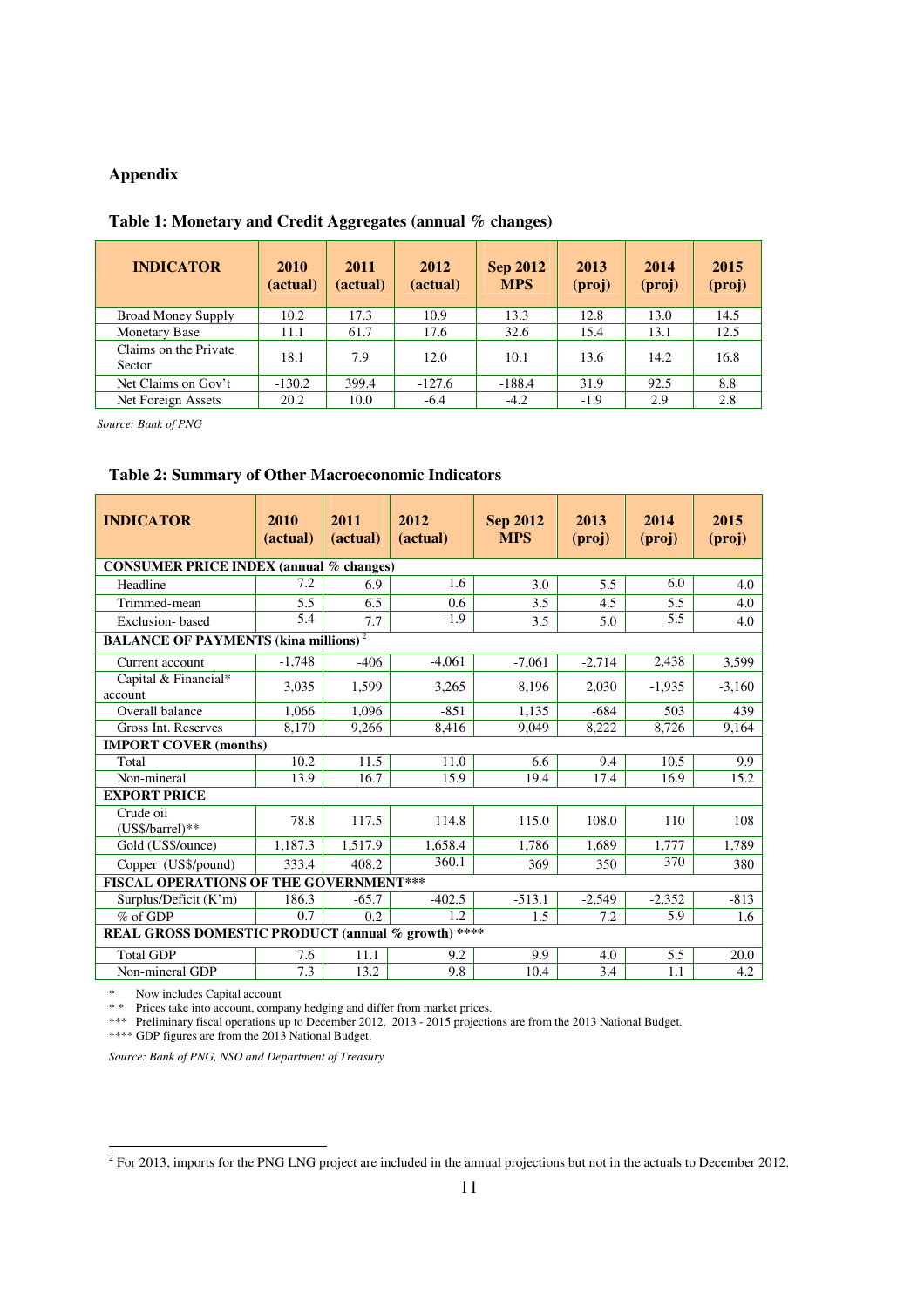## Appendix

### Table 1: Monetary and Credit Aggregates (annual % changes)

| INDICATOR | 2010 (actual) | 2011 (actual) | 2012 (actual) | Sep 2012 MPS | 2013 (proj) | 2014 (proj) | 2015 (proj) |
|---|---|---|---|---|---|---|---|
| Broad Money Supply | 10.2 | 17.3 | 10.9 | 13.3 | 12.8 | 13.0 | 14.5 |
| Monetary Base | 11.1 | 61.7 | 17.6 | 32.6 | 15.4 | 13.1 | 12.5 |
| Claims on the Private Sector | 18.1 | 7.9 | 12.0 | 10.1 | 13.6 | 14.2 | 16.8 |
| Net Claims on Gov't | -130.2 | 399.4 | -127.6 | -188.4 | 31.9 | 92.5 | 8.8 |
| Net Foreign Assets | 20.2 | 10.0 | -6.4 | -4.2 | -1.9 | 2.9 | 2.8 |

*Source: Bank of PNG*

### Table 2: Summary of Other Macroeconomic Indicators

| INDICATOR | 2010 (actual) | 2011 (actual) | 2012 (actual) | Sep 2012 MPS | 2013 (proj) | 2014 (proj) | 2015 (proj) |
|---|---|---|---|---|---|---|---|
| **CONSUMER PRICE INDEX (annual % changes)** | | | | | | | |
| Headline | 7.2 | 6.9 | 1.6 | 3.0 | 5.5 | 6.0 | 4.0 |
| Trimmed-mean | 5.5 | 6.5 | 0.6 | 3.5 | 4.5 | 5.5 | 4.0 |
| Exclusion- based | 5.4 | 7.7 | -1.9 | 3.5 | 5.0 | 5.5 | 4.0 |
| **BALANCE OF PAYMENTS (kina millions)** [2] | | | | | | | |
| Current account | -1,748 | -406 | -4,061 | -7,061 | -2,714 | 2,438 | 3,599 |
| Capital & Financial* account | 3,035 | 1,599 | 3,265 | 8,196 | 2,030 | -1,935 | -3,160 |
| Overall balance | 1,066 | 1,096 | -851 | 1,135 | -684 | 503 | 439 |
| Gross Int. Reserves | 8,170 | 9,266 | 8,416 | 9,049 | 8,222 | 8,726 | 9,164 |
| **IMPORT COVER (months)** | | | | | | | |
| Total | 10.2 | 11.5 | 11.0 | 6.6 | 9.4 | 10.5 | 9.9 |
| Non-mineral | 13.9 | 16.7 | 15.9 | 19.4 | 17.4 | 16.9 | 15.2 |
| **EXPORT PRICE** | | | | | | | |
| Crude oil (US$/barrel)** | 78.8 | 117.5 | 114.8 | 115.0 | 108.0 | 110 | 108 |
| Gold (US$/ounce) | 1,187.3 | 1,517.9 | 1,658.4 | 1,786 | 1,689 | 1,777 | 1,789 |
| Copper (US$/pound) | 333.4 | 408.2 | 360.1 | 369 | 350 | 370 | 380 |
| **FISCAL OPERATIONS OF THE GOVERNMENT*** ** | | | | | | | |
| Surplus/Deficit (K'm) | 186.3 | -65.7 | -402.5 | -513.1 | -2,549 | -2,352 | -813 |
| % of GDP | 0.7 | 0.2 | 1.2 | 1.5 | 7.2 | 5.9 | 1.6 |
| **REAL GROSS DOMESTIC PRODUCT (annual % growth) ******** | | | | | | | |
| Total GDP | 7.6 | 11.1 | 9.2 | 9.9 | 4.0 | 5.5 | 20.0 |
| Non-mineral GDP | 7.3 | 13.2 | 9.8 | 10.4 | 3.4 | 1.1 | 4.2 |

\* Now includes Capital account

\*\* Prices take into account, company hedging and differ from market prices.

\*\*\* Preliminary fiscal operations up to December 2012. 2013 - 2015 projections are from the 2013 National Budget.

\*\*\*\* GDP figures are from the 2013 National Budget.

*Source: Bank of PNG, NSO and Department of Treasury*

[2] For 2013, imports for the PNG LNG project are included in the annual projections but not in the actuals to December 2012.